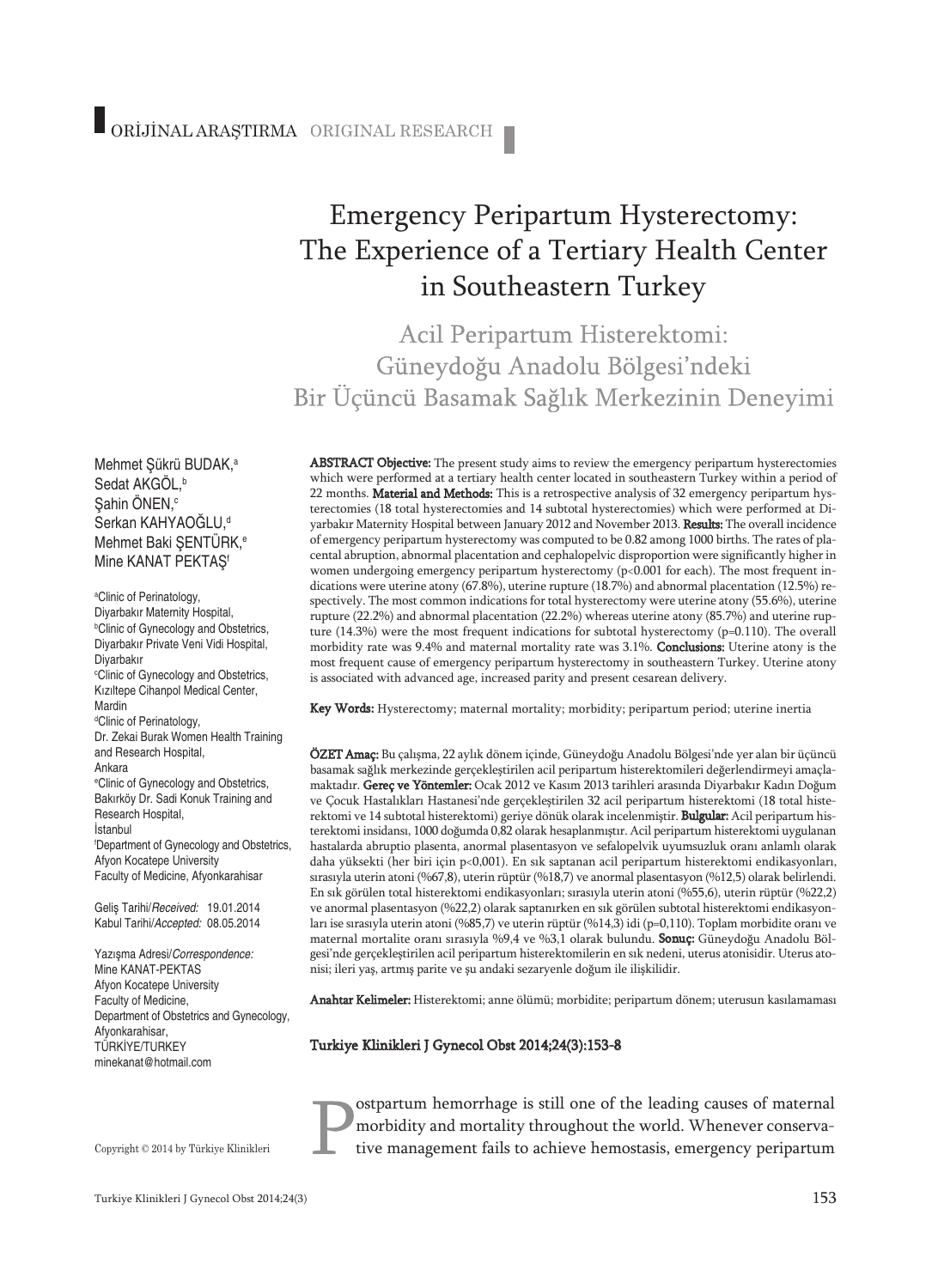ORİJİNAL ARAŞTIRMA ORIGINAL RESEARCH

# Emergency Peripartum Hysterectomy: The Experience of a Tertiary Health Center in Southeastern Turkey

## Acil Peripartum Histerektomi: Güneydoğu Anadolu Bölgesi'ndeki Bir Üçüncü Basamak Sağlık Merkezinin Deneyimi

Mehmet Şükrü BUDAK,[a]
Sedat AKGÖL,[b]
Şahin ÖNEN,[c]
Serkan KAHYAOĞLU,[d]
Mehmet Baki ŞENTÜRK,[e]
Mine KANAT PEKTAŞ[f]

[a]Clinic of Perinatology, Diyarbakır Maternity Hospital,
[b]Clinic of Gynecology and Obstetrics, Diyarbakır Private Veni Vidi Hospital, Diyarbakır
[c]Clinic of Gynecology and Obstetrics, Kızıltepe Cihanpol Medical Center, Mardin
[d]Clinic of Perinatology, Dr. Zekai Burak Women Health Training and Research Hospital, Ankara
[e]Clinic of Gynecology and Obstetrics, Bakırköy Dr. Sadi Konuk Training and Research Hospital, İstanbul
[f]Department of Gynecology and Obstetrics, Afyon Kocatepe University Faculty of Medicine, Afyonkarahisar

Geliş Tarihi/*Received:* 19.01.2014
Kabul Tarihi/*Accepted:* 08.05.2014

Yazışma Adresi/*Correspondence:*
Mine KANAT-PEKTAS
Afyon Kocatepe University
Faculty of Medicine,
Department of Obstetrics and Gynecology,
Afyonkarahisar,
TÜRKİYE/TURKEY
minekanat@hotmail.com

Copyright © 2014 by Türkiye Klinikleri

**ABSTRACT Objective:** The present study aims to review the emergency peripartum hysterectomies which were performed at a tertiary health center located in southeastern Turkey within a period of 22 months. **Material and Methods:** This is a retrospective analysis of 32 emergency peripartum hysterectomies (18 total hysterectomies and 14 subtotal hysterectomies) which were performed at Diyarbakır Maternity Hospital between January 2012 and November 2013. **Results:** The overall incidence of emergency peripartum hysterectomy was computed to be 0.82 among 1000 births. The rates of placental abruption, abnormal placentation and cephalopelvic disproportion were significantly higher in women undergoing emergency peripartum hysterectomy ($p<0.001$ for each). The most frequent indications were uterine atony (67.8%), uterine rupture (18.7%) and abnormal placentation (12.5%) respectively. The most common indications for total hysterectomy were uterine atony (55.6%), uterine rupture (22.2%) and abnormal placentation (22.2%) whereas uterine atony (85.7%) and uterine rupture (14.3%) were the most frequent indications for subtotal hysterectomy ($p=0.110$). The overall morbidity rate was 9.4% and maternal mortality rate was 3.1%. **Conclusions:** Uterine atony is the most frequent cause of emergency peripartum hysterectomy in southeastern Turkey. Uterine atony is associated with advanced age, increased parity and present cesarean delivery.

**Key Words:** Hysterectomy; maternal mortality; morbidity; peripartum period; uterine inertia

**ÖZET Amaç:** Bu çalışma, 22 aylık dönem içinde, Güneydoğu Anadolu Bölgesi'nde yer alan bir üçüncü basamak sağlık merkezinde gerçekleştirilen acil peripartum histerektomileri değerlendirmeyi amaçlamaktadır. **Gereç ve Yöntemler:** Ocak 2012 ve Kasım 2013 tarihleri arasında Diyarbakır Kadın Doğum ve Çocuk Hastalıkları Hastanesi'nde gerçekleştirilen 32 acil peripartum histerektomi (18 total histerektomi ve 14 subtotal histerektomi) geriye dönük olarak incelenmiştir. **Bulgular:** Acil peripartum histerektomi insidansı, 1000 doğumda 0,82 olarak hesaplanmıştır. Acil peripartum histerektomi uygulanan hastalarda abruptio plasenta, anormal plasentasyon ve sefalopelvik uyumsuzluk oranı anlamlı olarak daha yüksekti (her biri için $p<0,001$). En sık saptanan acil peripartum histerektomi endikasyonları, sırasıyla uterin atoni (%67,8), uterin rüptür (%18,7) ve anormal plasentasyon (%12,5) olarak belirlendi. En sık görülen total histerektomi endikasyonları; sırasıyla uterin atoni (%55,6), uterin rüptür (%22,2) ve anormal plasentasyon (%22,2) olarak saptanırken en sık görülen subtotal histerektomi endikasyonları ise sırasıyla uterin atoni (%85,7) ve uterin rüptür (%14,3) idi ($p=0,110$). Toplam morbidite oranı ve maternal mortalite oranı sırasıyla %9,4 ve %3,1 olarak bulundu. **Sonuç:** Güneydoğu Anadolu Bölgesi'nde gerçekleştirilen acil peripartum histerektomilerin en sık nedeni, uterus atonisidir. Uterus atonisi; ileri yaş, artmış parite ve şu andaki sezaryenle doğum ile ilişkilidir.

**Anahtar Kelimeler:** Histerektomi; anne ölümü; morbidite; peripartum dönem; uterusun kasılamaması

**Turkiye Klinikleri J Gynecol Obst 2014;24(3):153-8**

Postpartum hemorrhage is still one of the leading causes of maternal morbidity and mortality throughout the world. Whenever conservative management fails to achieve hemostasis, emergency peripartum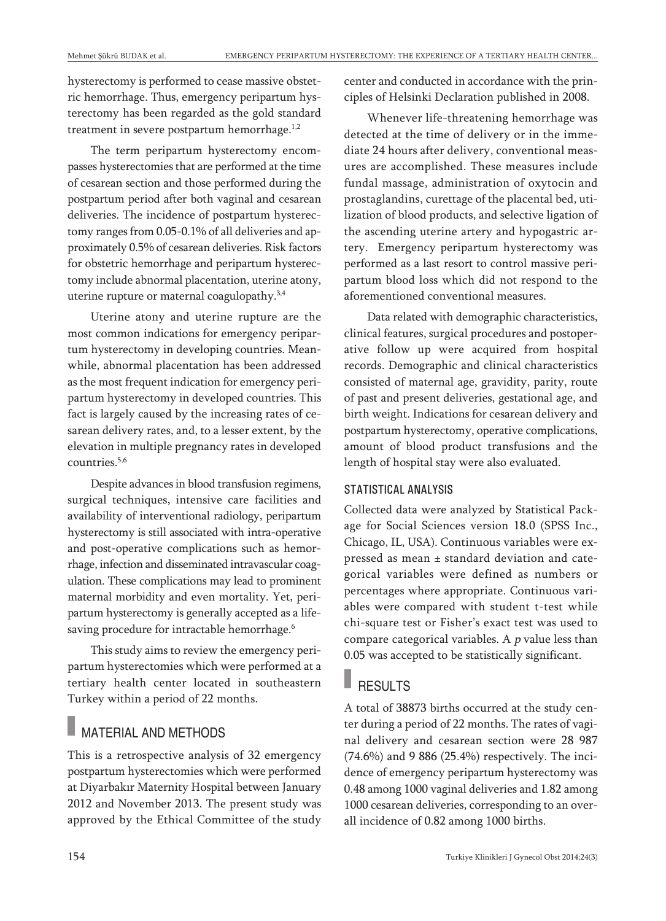hysterectomy is performed to cease massive obstetric hemorrhage. Thus, emergency peripartum hysterectomy has been regarded as the gold standard treatment in severe postpartum hemorrhage.[1,2]

The term peripartum hysterectomy encompasses hysterectomies that are performed at the time of cesarean section and those performed during the postpartum period after both vaginal and cesarean deliveries. The incidence of postpartum hysterectomy ranges from 0.05-0.1% of all deliveries and approximately 0.5% of cesarean deliveries. Risk factors for obstetric hemorrhage and peripartum hysterectomy include abnormal placentation, uterine atony, uterine rupture or maternal coagulopathy.[3,4]

Uterine atony and uterine rupture are the most common indications for emergency peripartum hysterectomy in developing countries. Meanwhile, abnormal placentation has been addressed as the most frequent indication for emergency peripartum hysterectomy in developed countries. This fact is largely caused by the increasing rates of cesarean delivery rates, and, to a lesser extent, by the elevation in multiple pregnancy rates in developed countries.[5,6]

Despite advances in blood transfusion regimens, surgical techniques, intensive care facilities and availability of interventional radiology, peripartum hysterectomy is still associated with intra-operative and post-operative complications such as hemorrhage, infection and disseminated intravascular coagulation. These complications may lead to prominent maternal morbidity and even mortality. Yet, peripartum hysterectomy is generally accepted as a lifesaving procedure for intractable hemorrhage.[6]

This study aims to review the emergency peripartum hysterectomies which were performed at a tertiary health center located in southeastern Turkey within a period of 22 months.

## MATERIAL AND METHODS

This is a retrospective analysis of 32 emergency postpartum hysterectomies which were performed at Diyarbakır Maternity Hospital between January 2012 and November 2013. The present study was approved by the Ethical Committee of the study center and conducted in accordance with the principles of Helsinki Declaration published in 2008.

Whenever life-threatening hemorrhage was detected at the time of delivery or in the immediate 24 hours after delivery, conventional measures are accomplished. These measures include fundal massage, administration of oxytocin and prostaglandins, curettage of the placental bed, utilization of blood products, and selective ligation of the ascending uterine artery and hypogastric artery. Emergency peripartum hysterectomy was performed as a last resort to control massive peripartum blood loss which did not respond to the aforementioned conventional measures.

Data related with demographic characteristics, clinical features, surgical procedures and postoperative follow up were acquired from hospital records. Demographic and clinical characteristics consisted of maternal age, gravidity, parity, route of past and present deliveries, gestational age, and birth weight. Indications for cesarean delivery and postpartum hysterectomy, operative complications, amount of blood product transfusions and the length of hospital stay were also evaluated.

### STATISTICAL ANALYSIS

Collected data were analyzed by Statistical Package for Social Sciences version 18.0 (SPSS Inc., Chicago, IL, USA). Continuous variables were expressed as mean ± standard deviation and categorical variables were defined as numbers or percentages where appropriate. Continuous variables were compared with student t-test while chi-square test or Fisher's exact test was used to compare categorical variables. A $p$ value less than 0.05 was accepted to be statistically significant.

## RESULTS

A total of 38873 births occurred at the study center during a period of 22 months. The rates of vaginal delivery and cesarean section were 28 987 (74.6%) and 9 886 (25.4%) respectively. The incidence of emergency peripartum hysterectomy was 0.48 among 1000 vaginal deliveries and 1.82 among 1000 cesarean deliveries, corresponding to an overall incidence of 0.82 among 1000 births.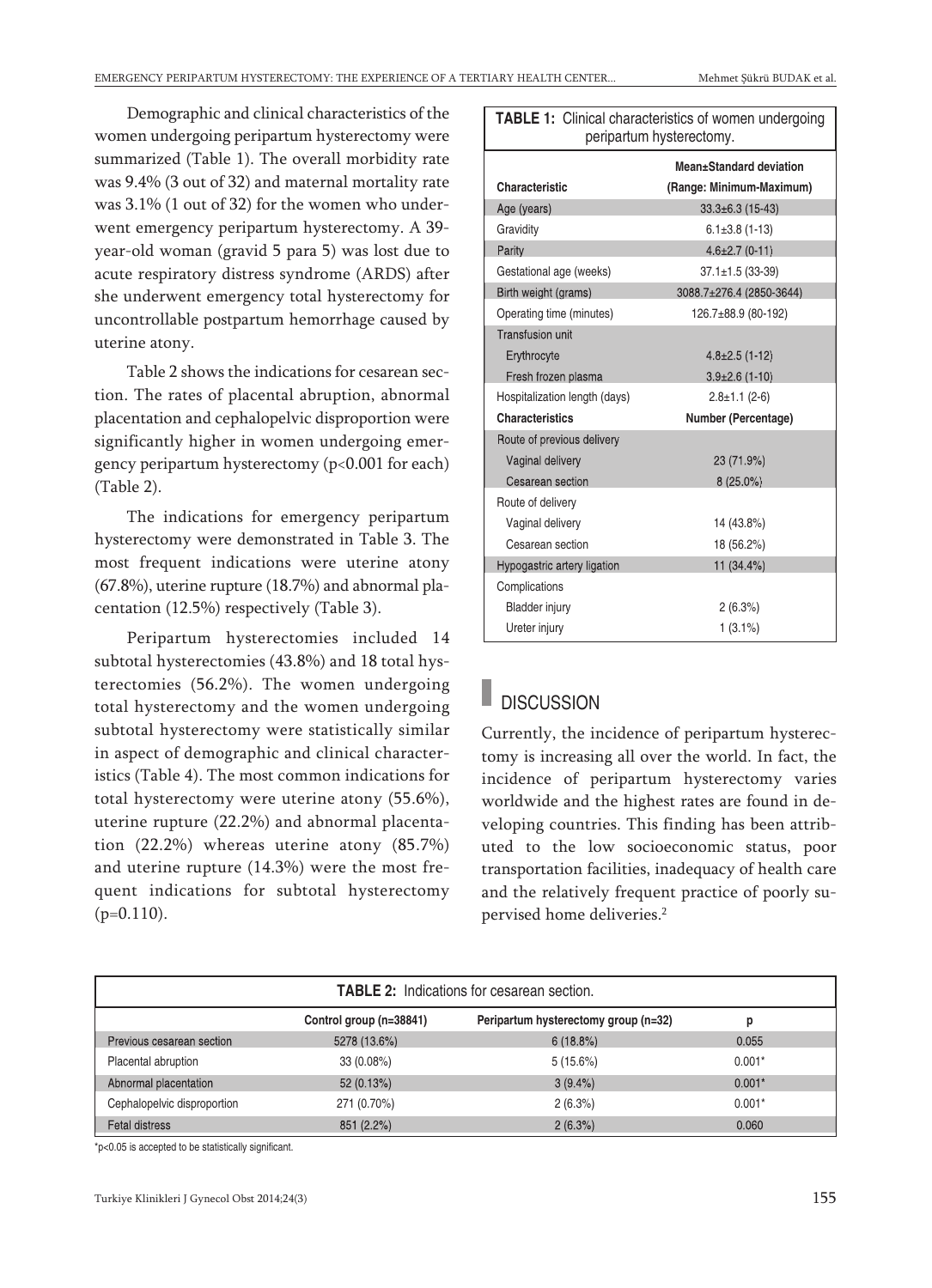Demographic and clinical characteristics of the women undergoing peripartum hysterectomy were summarized (Table 1). The overall morbidity rate was 9.4% (3 out of 32) and maternal mortality rate was 3.1% (1 out of 32) for the women who underwent emergency peripartum hysterectomy. A 39-year-old woman (gravid 5 para 5) was lost due to acute respiratory distress syndrome (ARDS) after she underwent emergency total hysterectomy for uncontrollable postpartum hemorrhage caused by uterine atony.

Table 2 shows the indications for cesarean section. The rates of placental abruption, abnormal placentation and cephalopelvic disproportion were significantly higher in women undergoing emergency peripartum hysterectomy ($p<0.001$ for each) (Table 2).

The indications for emergency peripartum hysterectomy were demonstrated in Table 3. The most frequent indications were uterine atony (67.8%), uterine rupture (18.7%) and abnormal placentation (12.5%) respectively (Table 3).

Peripartum hysterectomies included 14 subtotal hysterectomies (43.8%) and 18 total hysterectomies (56.2%). The women undergoing total hysterectomy and the women undergoing subtotal hysterectomy were statistically similar in aspect of demographic and clinical characteristics (Table 4). The most common indications for total hysterectomy were uterine atony (55.6%), uterine rupture (22.2%) and abnormal placentation (22.2%) whereas uterine atony (85.7%) and uterine rupture (14.3%) were the most frequent indications for subtotal hysterectomy ($p=0.110$).

**TABLE 1:** Clinical characteristics of women undergoing peripartum hysterectomy.

| Characteristic | Mean±Standard deviation (Range: Minimum-Maximum) |
|---|---|
| Age (years) | 33.3±6.3 (15-43) |
| Gravidity | 6.1±3.8 (1-13) |
| Parity | 4.6±2.7 (0-11) |
| Gestational age (weeks) | 37.1±1.5 (33-39) |
| Birth weight (grams) | 3088.7±276.4 (2850-3644) |
| Operating time (minutes) | 126.7±88.9 (80-192) |
| Transfusion unit | |
| Erythrocyte | 4.8±2.5 (1-12) |
| Fresh frozen plasma | 3.9±2.6 (1-10) |
| Hospitalization length (days) | 2.8±1.1 (2-6) |
| **Characteristics** | **Number (Percentage)** |
| Route of previous delivery | |
| Vaginal delivery | 23 (71.9%) |
| Cesarean section | 8 (25.0%) |
| Route of delivery | |
| Vaginal delivery | 14 (43.8%) |
| Cesarean section | 18 (56.2%) |
| Hypogastric artery ligation | 11 (34.4%) |
| Complications | |
| Bladder injury | 2 (6.3%) |
| Ureter injury | 1 (3.1%) |

## DISCUSSION

Currently, the incidence of peripartum hysterectomy is increasing all over the world. In fact, the incidence of peripartum hysterectomy varies worldwide and the highest rates are found in developing countries. This finding has been attributed to the low socioeconomic status, poor transportation facilities, inadequacy of health care and the relatively frequent practice of poorly supervised home deliveries.[2]

**TABLE 2:** Indications for cesarean section.

| | Control group (n=38841) | Peripartum hysterectomy group (n=32) | p |
|---|---|---|---|
| Previous cesarean section | 5278 (13.6%) | 6 (18.8%) | 0.055 |
| Placental abruption | 33 (0.08%) | 5 (15.6%) | 0.001* |
| Abnormal placentation | 52 (0.13%) | 3 (9.4%) | 0.001* |
| Cephalopelvic disproportion | 271 (0.70%) | 2 (6.3%) | 0.001* |
| Fetal distress | 851 (2.2%) | 2 (6.3%) | 0.060 |

*$p<0.05$ is accepted to be statistically significant.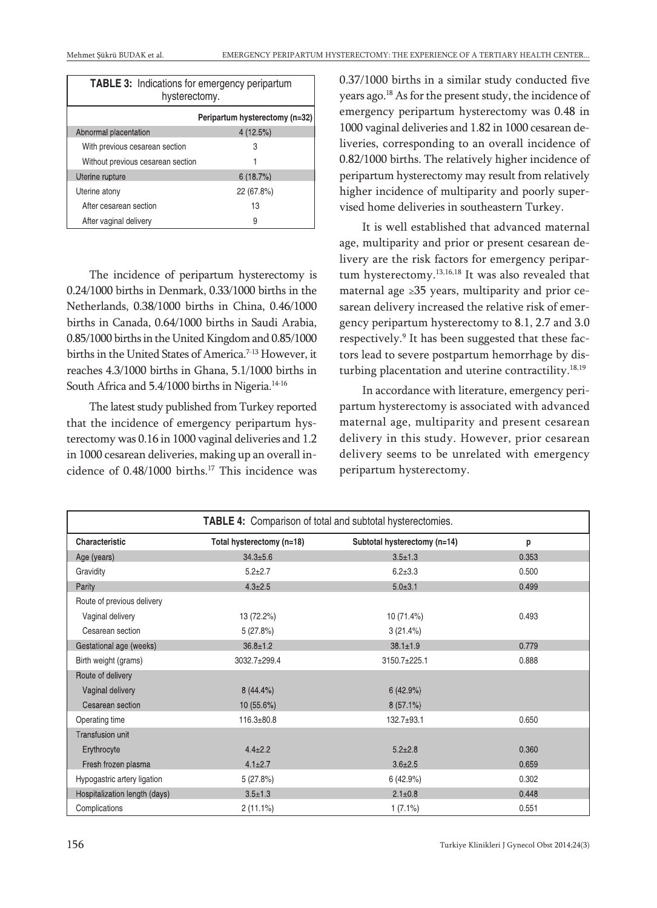**TABLE 3:** Indications for emergency peripartum hysterectomy.

| | Peripartum hysterectomy (n=32) |
|---|---|
| Abnormal placentation | 4 (12.5%) |
| With previous cesarean section | 3 |
| Without previous cesarean section | 1 |
| Uterine rupture | 6 (18.7%) |
| Uterine atony | 22 (67.8%) |
| After cesarean section | 13 |
| After vaginal delivery | 9 |

The incidence of peripartum hysterectomy is 0.24/1000 births in Denmark, 0.33/1000 births in the Netherlands, 0.38/1000 births in China, 0.46/1000 births in Canada, 0.64/1000 births in Saudi Arabia, 0.85/1000 births in the United Kingdom and 0.85/1000 births in the United States of America.[7-13] However, it reaches 4.3/1000 births in Ghana, 5.1/1000 births in South Africa and 5.4/1000 births in Nigeria.[14-16]

The latest study published from Turkey reported that the incidence of emergency peripartum hysterectomy was 0.16 in 1000 vaginal deliveries and 1.2 in 1000 cesarean deliveries, making up an overall incidence of 0.48/1000 births.[17] This incidence was 0.37/1000 births in a similar study conducted five years ago.[18] As for the present study, the incidence of emergency peripartum hysterectomy was 0.48 in 1000 vaginal deliveries and 1.82 in 1000 cesarean deliveries, corresponding to an overall incidence of 0.82/1000 births. The relatively higher incidence of peripartum hysterectomy may result from relatively higher incidence of multiparity and poorly supervised home deliveries in southeastern Turkey.

It is well established that advanced maternal age, multiparity and prior or present cesarean delivery are the risk factors for emergency peripartum hysterectomy.[13,16,18] It was also revealed that maternal age ≥35 years, multiparity and prior cesarean delivery increased the relative risk of emergency peripartum hysterectomy to 8.1, 2.7 and 3.0 respectively.[9] It has been suggested that these factors lead to severe postpartum hemorrhage by disturbing placentation and uterine contractility.[18,19]

In accordance with literature, emergency peripartum hysterectomy is associated with advanced maternal age, multiparity and present cesarean delivery in this study. However, prior cesarean delivery seems to be unrelated with emergency peripartum hysterectomy.

**TABLE 4:** Comparison of total and subtotal hysterectomies.

| Characteristic | Total hysterectomy (n=18) | Subtotal hysterectomy (n=14) | p |
|---|---|---|---|
| Age (years) | 34.3±5.6 | 3.5±1.3 | 0.353 |
| Gravidity | 5.2±2.7 | 6.2±3.3 | 0.500 |
| Parity | 4.3±2.5 | 5.0±3.1 | 0.499 |
| Route of previous delivery | | | |
| Vaginal delivery | 13 (72.2%) | 10 (71.4%) | 0.493 |
| Cesarean section | 5 (27.8%) | 3 (21.4%) | |
| Gestational age (weeks) | 36.8±1.2 | 38.1±1.9 | 0.779 |
| Birth weight (grams) | 3032.7±299.4 | 3150.7±225.1 | 0.888 |
| Route of delivery | | | |
| Vaginal delivery | 8 (44.4%) | 6 (42.9%) | |
| Cesarean section | 10 (55.6%) | 8 (57.1%) | |
| Operating time | 116.3±80.8 | 132.7±93.1 | 0.650 |
| Transfusion unit | | | |
| Erythrocyte | 4.4±2.2 | 5.2±2.8 | 0.360 |
| Fresh frozen plasma | 4.1±2.7 | 3.6±2.5 | 0.659 |
| Hypogastric artery ligation | 5 (27.8%) | 6 (42.9%) | 0.302 |
| Hospitalization length (days) | 3.5±1.3 | 2.1±0.8 | 0.448 |
| Complications | 2 (11.1%) | 1 (7.1%) | 0.551 |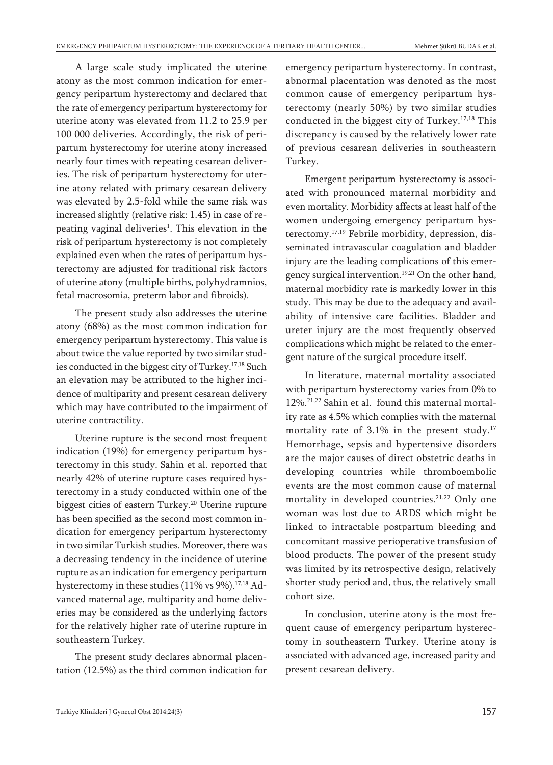A large scale study implicated the uterine atony as the most common indication for emergency peripartum hysterectomy and declared that the rate of emergency peripartum hysterectomy for uterine atony was elevated from 11.2 to 25.9 per 100 000 deliveries. Accordingly, the risk of peripartum hysterectomy for uterine atony increased nearly four times with repeating cesarean deliveries. The risk of peripartum hysterectomy for uterine atony related with primary cesarean delivery was elevated by 2.5-fold while the same risk was increased slightly (relative risk: 1.45) in case of repeating vaginal deliveries[1]. This elevation in the risk of peripartum hysterectomy is not completely explained even when the rates of peripartum hysterectomy are adjusted for traditional risk factors of uterine atony (multiple births, polyhydramnios, fetal macrosomia, preterm labor and fibroids).

The present study also addresses the uterine atony (68%) as the most common indication for emergency peripartum hysterectomy. This value is about twice the value reported by two similar studies conducted in the biggest city of Turkey.[17,18] Such an elevation may be attributed to the higher incidence of multiparity and present cesarean delivery which may have contributed to the impairment of uterine contractility.

Uterine rupture is the second most frequent indication (19%) for emergency peripartum hysterectomy in this study. Sahin et al. reported that nearly 42% of uterine rupture cases required hysterectomy in a study conducted within one of the biggest cities of eastern Turkey.[20] Uterine rupture has been specified as the second most common indication for emergency peripartum hysterectomy in two similar Turkish studies. Moreover, there was a decreasing tendency in the incidence of uterine rupture as an indication for emergency peripartum hysterectomy in these studies (11% vs 9%).[17,18] Advanced maternal age, multiparity and home deliveries may be considered as the underlying factors for the relatively higher rate of uterine rupture in southeastern Turkey.

The present study declares abnormal placentation (12.5%) as the third common indication for emergency peripartum hysterectomy. In contrast, abnormal placentation was denoted as the most common cause of emergency peripartum hysterectomy (nearly 50%) by two similar studies conducted in the biggest city of Turkey.[17,18] This discrepancy is caused by the relatively lower rate of previous cesarean deliveries in southeastern Turkey.

Emergent peripartum hysterectomy is associated with pronounced maternal morbidity and even mortality. Morbidity affects at least half of the women undergoing emergency peripartum hysterectomy.[17,19] Febrile morbidity, depression, disseminated intravascular coagulation and bladder injury are the leading complications of this emergency surgical intervention.[19,21] On the other hand, maternal morbidity rate is markedly lower in this study. This may be due to the adequacy and availability of intensive care facilities. Bladder and ureter injury are the most frequently observed complications which might be related to the emergent nature of the surgical procedure itself.

In literature, maternal mortality associated with peripartum hysterectomy varies from 0% to 12%.[21,22] Sahin et al. found this maternal mortality rate as 4.5% which complies with the maternal mortality rate of 3.1% in the present study.[17] Hemorrhage, sepsis and hypertensive disorders are the major causes of direct obstetric deaths in developing countries while thromboembolic events are the most common cause of maternal mortality in developed countries.[21,22] Only one woman was lost due to ARDS which might be linked to intractable postpartum bleeding and concomitant massive perioperative transfusion of blood products. The power of the present study was limited by its retrospective design, relatively shorter study period and, thus, the relatively small cohort size.

In conclusion, uterine atony is the most frequent cause of emergency peripartum hysterectomy in southeastern Turkey. Uterine atony is associated with advanced age, increased parity and present cesarean delivery.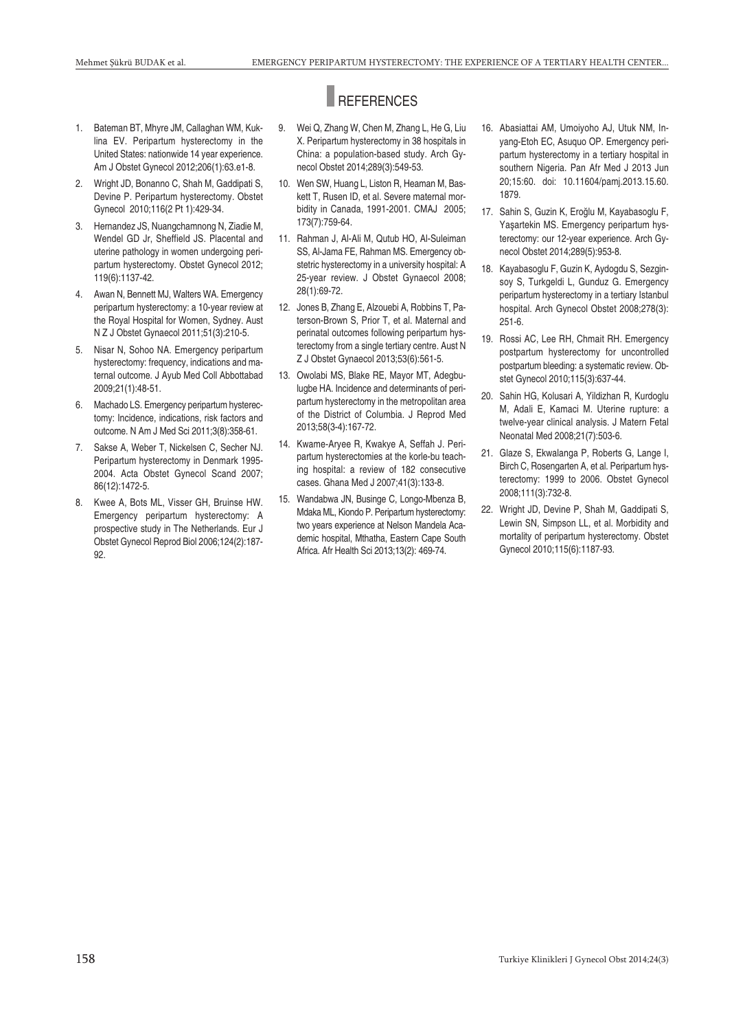## REFERENCES

1. Bateman BT, Mhyre JM, Callaghan WM, Kuklina EV. Peripartum hysterectomy in the United States: nationwide 14 year experience. Am J Obstet Gynecol 2012;206(1):63.e1-8.
2. Wright JD, Bonanno C, Shah M, Gaddipati S, Devine P. Peripartum hysterectomy. Obstet Gynecol 2010;116(2 Pt 1):429-34.
3. Hernandez JS, Nuangchamnong N, Ziadie M, Wendel GD Jr, Sheffield JS. Placental and uterine pathology in women undergoing peripartum hysterectomy. Obstet Gynecol 2012; 119(6):1137-42.
4. Awan N, Bennett MJ, Walters WA. Emergency peripartum hysterectomy: a 10-year review at the Royal Hospital for Women, Sydney. Aust N Z J Obstet Gynaecol 2011;51(3):210-5.
5. Nisar N, Sohoo NA. Emergency peripartum hysterectomy: frequency, indications and maternal outcome. J Ayub Med Coll Abbottabad 2009;21(1):48-51.
6. Machado LS. Emergency peripartum hysterectomy: Incidence, indications, risk factors and outcome. N Am J Med Sci 2011;3(8):358-61.
7. Sakse A, Weber T, Nickelsen C, Secher NJ. Peripartum hysterectomy in Denmark 1995-2004. Acta Obstet Gynecol Scand 2007; 86(12):1472-5.
8. Kwee A, Bots ML, Visser GH, Bruinse HW. Emergency peripartum hysterectomy: A prospective study in The Netherlands. Eur J Obstet Gynecol Reprod Biol 2006;124(2):187-92.
9. Wei Q, Zhang W, Chen M, Zhang L, He G, Liu X. Peripartum hysterectomy in 38 hospitals in China: a population-based study. Arch Gynecol Obstet 2014;289(3):549-53.
10. Wen SW, Huang L, Liston R, Heaman M, Baskett T, Rusen ID, et al. Severe maternal morbidity in Canada, 1991-2001. CMAJ 2005; 173(7):759-64.
11. Rahman J, Al-Ali M, Qutub HO, Al-Suleiman SS, Al-Jama FE, Rahman MS. Emergency obstetric hysterectomy in a university hospital: A 25-year review. J Obstet Gynaecol 2008; 28(1):69-72.
12. Jones B, Zhang E, Alzouebi A, Robbins T, Paterson-Brown S, Prior T, et al. Maternal and perinatal outcomes following peripartum hysterectomy from a single tertiary centre. Aust N Z J Obstet Gynaecol 2013;53(6):561-5.
13. Owolabi MS, Blake RE, Mayor MT, Adegbulugbe HA. Incidence and determinants of peripartum hysterectomy in the metropolitan area of the District of Columbia. J Reprod Med 2013;58(3-4):167-72.
14. Kwame-Aryee R, Kwakye A, Seffah J. Peripartum hysterectomies at the korle-bu teaching hospital: a review of 182 consecutive cases. Ghana Med J 2007;41(3):133-8.
15. Wandabwa JN, Businge C, Longo-Mbenza B, Mdaka ML, Kiondo P. Peripartum hysterectomy: two years experience at Nelson Mandela Academic hospital, Mthatha, Eastern Cape South Africa. Afr Health Sci 2013;13(2): 469-74.
16. Abasiattai AM, Umoiyoho AJ, Utuk NM, Inyang-Etoh EC, Asuquo OP. Emergency peripartum hysterectomy in a tertiary hospital in southern Nigeria. Pan Afr Med J 2013 Jun 20;15:60. doi: 10.11604/pamj.2013.15.60.1879.
17. Sahin S, Guzin K, Eroğlu M, Kayabasoglu F, Yaşartekin MS. Emergency peripartum hysterectomy: our 12-year experience. Arch Gynecol Obstet 2014;289(5):953-8.
18. Kayabasoglu F, Guzin K, Aydogdu S, Sezginsoy S, Turkgeldi L, Gunduz G. Emergency peripartum hysterectomy in a tertiary Istanbul hospital. Arch Gynecol Obstet 2008;278(3): 251-6.
19. Rossi AC, Lee RH, Chmait RH. Emergency postpartum hysterectomy for uncontrolled postpartum bleeding: a systematic review. Obstet Gynecol 2010;115(3):637-44.
20. Sahin HG, Kolusari A, Yildizhan R, Kurdoglu M, Adali E, Kamaci M. Uterine rupture: a twelve-year clinical analysis. J Matern Fetal Neonatal Med 2008;21(7):503-6.
21. Glaze S, Ekwalanga P, Roberts G, Lange I, Birch C, Rosengarten A, et al. Peripartum hysterectomy: 1999 to 2006. Obstet Gynecol 2008;111(3):732-8.
22. Wright JD, Devine P, Shah M, Gaddipati S, Lewin SN, Simpson LL, et al. Morbidity and mortality of peripartum hysterectomy. Obstet Gynecol 2010;115(6):1187-93.